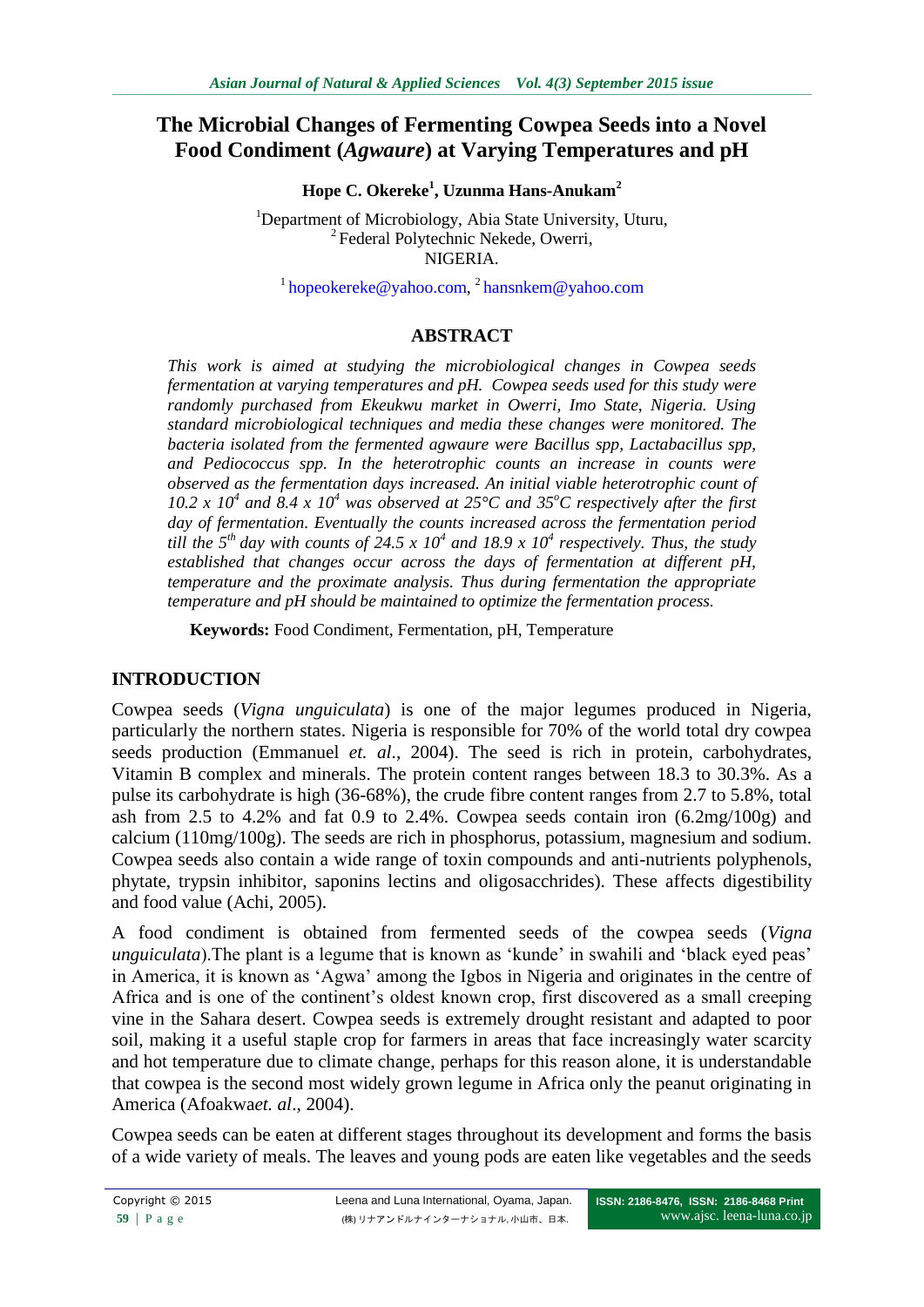# The Microbial Changes of Fermenting Cowpea Seeds into a Novel Food Condiment (*Agwaure*) at Varying Temperatures and pH

**Hope C. Okereke[1], Uzunma Hans-Anukam[2]**

[1]Department of Microbiology, Abia State University, Uturu,
[2] Federal Polytechnic Nekede, Owerri,
NIGERIA.

[1] hopeokereke@yahoo.com, [2] hansnkem@yahoo.com

## ABSTRACT

*This work is aimed at studying the microbiological changes in Cowpea seeds fermentation at varying temperatures and pH. Cowpea seeds used for this study were randomly purchased from Ekeukwu market in Owerri, Imo State, Nigeria. Using standard microbiological techniques and media these changes were monitored. The bacteria isolated from the fermented agwaure were Bacillus spp, Lactabacillus spp, and Pediococcus spp. In the heterotrophic counts an increase in counts were observed as the fermentation days increased. An initial viable heterotrophic count of $10.2 \times 10^4$ and $8.4 \times 10^4$ was observed at 25°C and 35°C respectively after the first day of fermentation. Eventually the counts increased across the fermentation period till the 5th day with counts of $24.5 \times 10^4$ and $18.9 \times 10^4$ respectively. Thus, the study established that changes occur across the days of fermentation at different pH, temperature and the proximate analysis. Thus during fermentation the appropriate temperature and pH should be maintained to optimize the fermentation process.*

**Keywords:** Food Condiment, Fermentation, pH, Temperature

## INTRODUCTION

Cowpea seeds (*Vigna unguiculata*) is one of the major legumes produced in Nigeria, particularly the northern states. Nigeria is responsible for 70% of the world total dry cowpea seeds production (Emmanuel *et. al*., 2004). The seed is rich in protein, carbohydrates, Vitamin B complex and minerals. The protein content ranges between 18.3 to 30.3%. As a pulse its carbohydrate is high (36-68%), the crude fibre content ranges from 2.7 to 5.8%, total ash from 2.5 to 4.2% and fat 0.9 to 2.4%. Cowpea seeds contain iron (6.2mg/100g) and calcium (110mg/100g). The seeds are rich in phosphorus, potassium, magnesium and sodium. Cowpea seeds also contain a wide range of toxin compounds and anti-nutrients polyphenols, phytate, trypsin inhibitor, saponins lectins and oligosacchrides). These affects digestibility and food value (Achi, 2005).

A food condiment is obtained from fermented seeds of the cowpea seeds (*Vigna unguiculata*).The plant is a legume that is known as 'kunde' in swahili and 'black eyed peas' in America, it is known as 'Agwa' among the Igbos in Nigeria and originates in the centre of Africa and is one of the continent's oldest known crop, first discovered as a small creeping vine in the Sahara desert. Cowpea seeds is extremely drought resistant and adapted to poor soil, making it a useful staple crop for farmers in areas that face increasingly water scarcity and hot temperature due to climate change, perhaps for this reason alone, it is understandable that cowpea is the second most widely grown legume in Africa only the peanut originating in America (Afoakwa*et. al*., 2004).

Cowpea seeds can be eaten at different stages throughout its development and forms the basis of a wide variety of meals. The leaves and young pods are eaten like vegetables and the seeds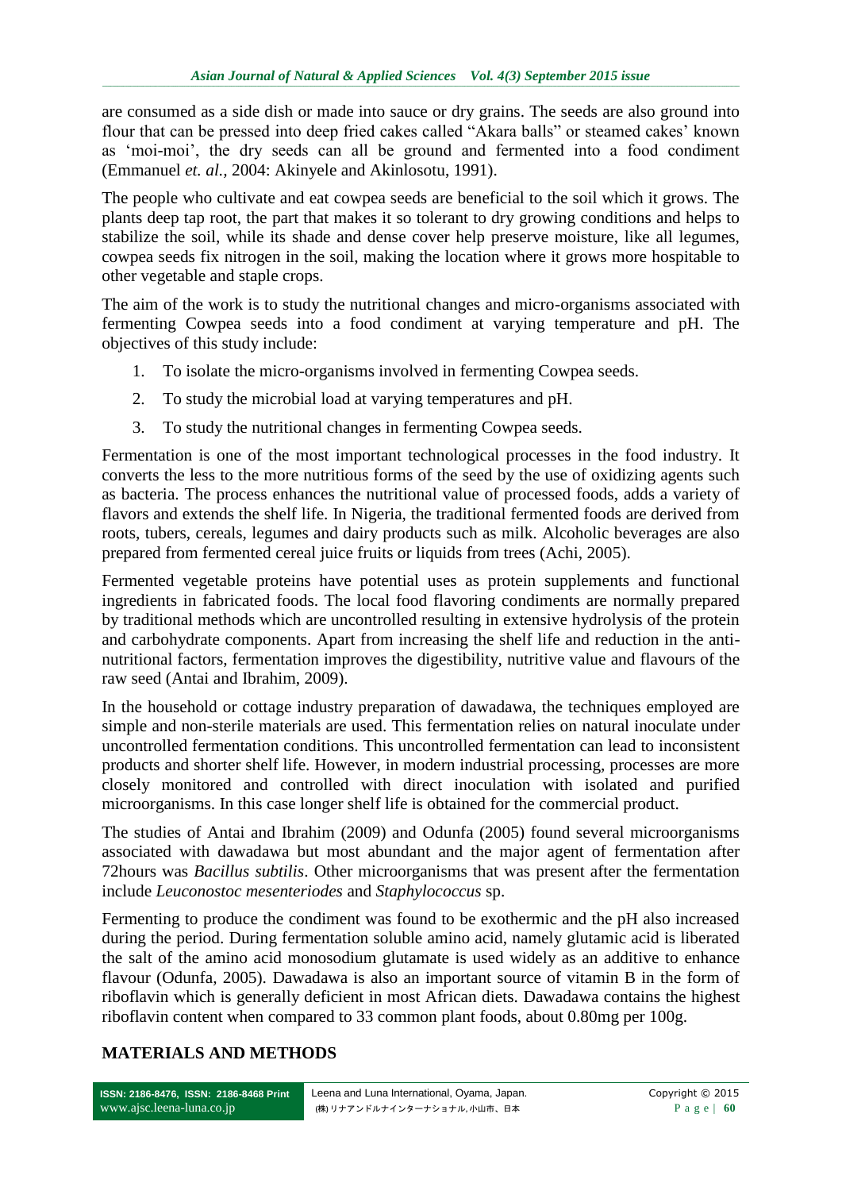are consumed as a side dish or made into sauce or dry grains. The seeds are also ground into flour that can be pressed into deep fried cakes called “Akara balls” or steamed cakes’ known as ‘moi-moi’, the dry seeds can all be ground and fermented into a food condiment (Emmanuel *et. al.,* 2004: Akinyele and Akinlosotu, 1991).

The people who cultivate and eat cowpea seeds are beneficial to the soil which it grows. The plants deep tap root, the part that makes it so tolerant to dry growing conditions and helps to stabilize the soil, while its shade and dense cover help preserve moisture, like all legumes, cowpea seeds fix nitrogen in the soil, making the location where it grows more hospitable to other vegetable and staple crops.

The aim of the work is to study the nutritional changes and micro-organisms associated with fermenting Cowpea seeds into a food condiment at varying temperature and pH. The objectives of this study include:

1. To isolate the micro-organisms involved in fermenting Cowpea seeds.
2. To study the microbial load at varying temperatures and pH.
3. To study the nutritional changes in fermenting Cowpea seeds.

Fermentation is one of the most important technological processes in the food industry. It converts the less to the more nutritious forms of the seed by the use of oxidizing agents such as bacteria. The process enhances the nutritional value of processed foods, adds a variety of flavors and extends the shelf life. In Nigeria, the traditional fermented foods are derived from roots, tubers, cereals, legumes and dairy products such as milk. Alcoholic beverages are also prepared from fermented cereal juice fruits or liquids from trees (Achi, 2005).

Fermented vegetable proteins have potential uses as protein supplements and functional ingredients in fabricated foods. The local food flavoring condiments are normally prepared by traditional methods which are uncontrolled resulting in extensive hydrolysis of the protein and carbohydrate components. Apart from increasing the shelf life and reduction in the anti-nutritional factors, fermentation improves the digestibility, nutritive value and flavours of the raw seed (Antai and Ibrahim, 2009).

In the household or cottage industry preparation of dawadawa, the techniques employed are simple and non-sterile materials are used. This fermentation relies on natural inoculate under uncontrolled fermentation conditions. This uncontrolled fermentation can lead to inconsistent products and shorter shelf life. However, in modern industrial processing, processes are more closely monitored and controlled with direct inoculation with isolated and purified microorganisms. In this case longer shelf life is obtained for the commercial product.

The studies of Antai and Ibrahim (2009) and Odunfa (2005) found several microorganisms associated with dawadawa but most abundant and the major agent of fermentation after 72hours was *Bacillus subtilis*. Other microorganisms that was present after the fermentation include *Leuconostoc mesenteriodes* and *Staphylococcus* sp.

Fermenting to produce the condiment was found to be exothermic and the pH also increased during the period. During fermentation soluble amino acid, namely glutamic acid is liberated the salt of the amino acid monosodium glutamate is used widely as an additive to enhance flavour (Odunfa, 2005). Dawadawa is also an important source of vitamin B in the form of riboflavin which is generally deficient in most African diets. Dawadawa contains the highest riboflavin content when compared to 33 common plant foods, about 0.80mg per 100g.

## MATERIALS AND METHODS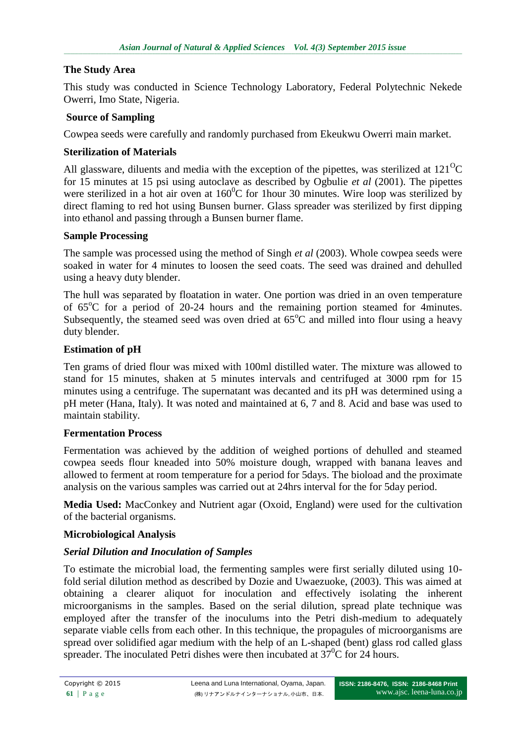## The Study Area

This study was conducted in Science Technology Laboratory, Federal Polytechnic Nekede Owerri, Imo State, Nigeria.

## Source of Sampling

Cowpea seeds were carefully and randomly purchased from Ekeukwu Owerri main market.

## Sterilization of Materials

All glassware, diluents and media with the exception of the pipettes, was sterilized at $121^{O}C$ for 15 minutes at 15 psi using autoclave as described by Ogbulie *et al* (2001). The pipettes were sterilized in a hot air oven at $160^{0}C$ for 1hour 30 minutes. Wire loop was sterilized by direct flaming to red hot using Bunsen burner. Glass spreader was sterilized by first dipping into ethanol and passing through a Bunsen burner flame.

## Sample Processing

The sample was processed using the method of Singh *et al* (2003). Whole cowpea seeds were soaked in water for 4 minutes to loosen the seed coats. The seed was drained and dehulled using a heavy duty blender.

The hull was separated by floatation in water. One portion was dried in an oven temperature of $65^{o}C$ for a period of 20-24 hours and the remaining portion steamed for 4minutes. Subsequently, the steamed seed was oven dried at $65^{o}C$ and milled into flour using a heavy duty blender.

## Estimation of pH

Ten grams of dried flour was mixed with 100ml distilled water. The mixture was allowed to stand for 15 minutes, shaken at 5 minutes intervals and centrifuged at 3000 rpm for 15 minutes using a centrifuge. The supernatant was decanted and its pH was determined using a pH meter (Hana, Italy). It was noted and maintained at 6, 7 and 8. Acid and base was used to maintain stability.

## Fermentation Process

Fermentation was achieved by the addition of weighed portions of dehulled and steamed cowpea seeds flour kneaded into 50% moisture dough, wrapped with banana leaves and allowed to ferment at room temperature for a period for 5days. The bioload and the proximate analysis on the various samples was carried out at 24hrs interval for the for 5day period.

**Media Used:** MacConkey and Nutrient agar (Oxoid, England) were used for the cultivation of the bacterial organisms.

## Microbiological Analysis

### *Serial Dilution and Inoculation of Samples*

To estimate the microbial load, the fermenting samples were first serially diluted using 10-fold serial dilution method as described by Dozie and Uwaezuoke, (2003). This was aimed at obtaining a clearer aliquot for inoculation and effectively isolating the inherent microorganisms in the samples. Based on the serial dilution, spread plate technique was employed after the transfer of the inoculums into the Petri dish-medium to adequately separate viable cells from each other. In this technique, the propagules of microorganisms are spread over solidified agar medium with the help of an L-shaped (bent) glass rod called glass spreader. The inoculated Petri dishes were then incubated at $37^{0}C$ for 24 hours.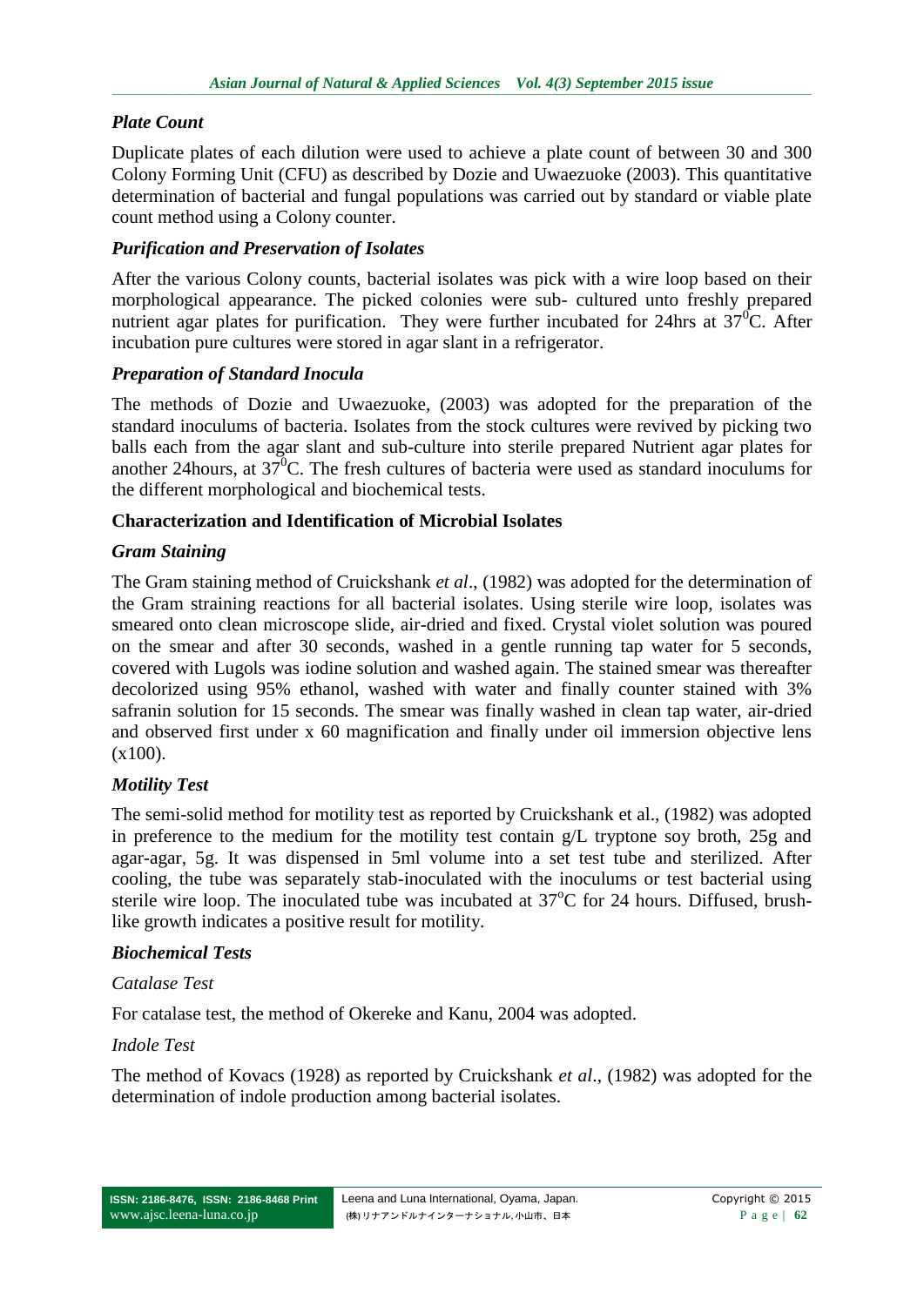### *Plate Count*

Duplicate plates of each dilution were used to achieve a plate count of between 30 and 300 Colony Forming Unit (CFU) as described by Dozie and Uwaezuoke (2003). This quantitative determination of bacterial and fungal populations was carried out by standard or viable plate count method using a Colony counter.

### *Purification and Preservation of Isolates*

After the various Colony counts, bacterial isolates was pick with a wire loop based on their morphological appearance. The picked colonies were sub- cultured unto freshly prepared nutrient agar plates for purification. They were further incubated for 24hrs at $37^0$C. After incubation pure cultures were stored in agar slant in a refrigerator.

### *Preparation of Standard Inocula*

The methods of Dozie and Uwaezuoke, (2003) was adopted for the preparation of the standard inoculums of bacteria. Isolates from the stock cultures were revived by picking two balls each from the agar slant and sub-culture into sterile prepared Nutrient agar plates for another 24hours, at $37^0$C. The fresh cultures of bacteria were used as standard inoculums for the different morphological and biochemical tests.

## Characterization and Identification of Microbial Isolates

### *Gram Staining*

The Gram staining method of Cruickshank *et al*., (1982) was adopted for the determination of the Gram straining reactions for all bacterial isolates. Using sterile wire loop, isolates was smeared onto clean microscope slide, air-dried and fixed. Crystal violet solution was poured on the smear and after 30 seconds, washed in a gentle running tap water for 5 seconds, covered with Lugols was iodine solution and washed again. The stained smear was thereafter decolorized using 95% ethanol, washed with water and finally counter stained with 3% safranin solution for 15 seconds. The smear was finally washed in clean tap water, air-dried and observed first under x 60 magnification and finally under oil immersion objective lens (x100).

### *Motility Test*

The semi-solid method for motility test as reported by Cruickshank et al., (1982) was adopted in preference to the medium for the motility test contain g/L tryptone soy broth, 25g and agar-agar, 5g. It was dispensed in 5ml volume into a set test tube and sterilized. After cooling, the tube was separately stab-inoculated with the inoculums or test bacterial using sterile wire loop. The inoculated tube was incubated at $37^o$C for 24 hours. Diffused, brush-like growth indicates a positive result for motility.

### *Biochemical Tests*

*Catalase Test*

For catalase test, the method of Okereke and Kanu, 2004 was adopted.

*Indole Test*

The method of Kovacs (1928) as reported by Cruickshank *et al*., (1982) was adopted for the determination of indole production among bacterial isolates.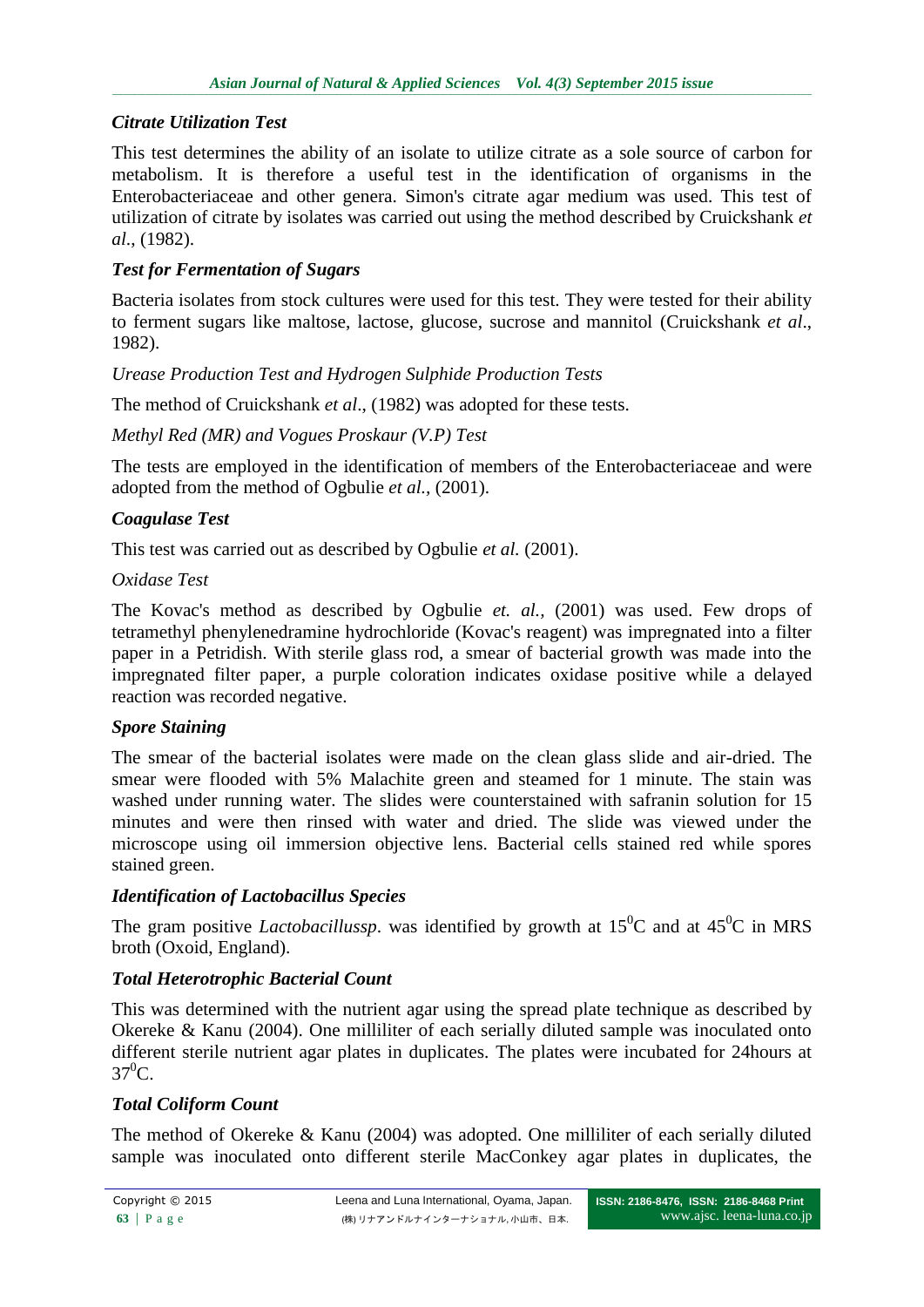### *Citrate Utilization Test*

This test determines the ability of an isolate to utilize citrate as a sole source of carbon for metabolism. It is therefore a useful test in the identification of organisms in the Enterobacteriaceae and other genera. Simon's citrate agar medium was used. This test of utilization of citrate by isolates was carried out using the method described by Cruickshank *et al*., (1982).

### *Test for Fermentation of Sugars*

Bacteria isolates from stock cultures were used for this test. They were tested for their ability to ferment sugars like maltose, lactose, glucose, sucrose and mannitol (Cruickshank *et al*., 1982).

*Urease Production Test and Hydrogen Sulphide Production Tests*

The method of Cruickshank *et al*., (1982) was adopted for these tests.

*Methyl Red (MR) and Vogues Proskaur (V.P) Test*

The tests are employed in the identification of members of the Enterobacteriaceae and were adopted from the method of Ogbulie *et al.*, (2001).

### *Coagulase Test*

This test was carried out as described by Ogbulie *et al.* (2001).

*Oxidase Test*

The Kovac's method as described by Ogbulie *et. al.*, (2001) was used. Few drops of tetramethyl phenylenedramine hydrochloride (Kovac's reagent) was impregnated into a filter paper in a Petridish. With sterile glass rod, a smear of bacterial growth was made into the impregnated filter paper, a purple coloration indicates oxidase positive while a delayed reaction was recorded negative.

### *Spore Staining*

The smear of the bacterial isolates were made on the clean glass slide and air-dried. The smear were flooded with 5% Malachite green and steamed for 1 minute. The stain was washed under running water. The slides were counterstained with safranin solution for 15 minutes and were then rinsed with water and dried. The slide was viewed under the microscope using oil immersion objective lens. Bacterial cells stained red while spores stained green.

### *Identification of Lactobacillus Species*

The gram positive *Lactobacillussp*. was identified by growth at $15^0$C and at $45^0$C in MRS broth (Oxoid, England).

### *Total Heterotrophic Bacterial Count*

This was determined with the nutrient agar using the spread plate technique as described by Okereke & Kanu (2004). One milliliter of each serially diluted sample was inoculated onto different sterile nutrient agar plates in duplicates. The plates were incubated for 24hours at $37^0$C.

### *Total Coliform Count*

The method of Okereke & Kanu (2004) was adopted. One milliliter of each serially diluted sample was inoculated onto different sterile MacConkey agar plates in duplicates, the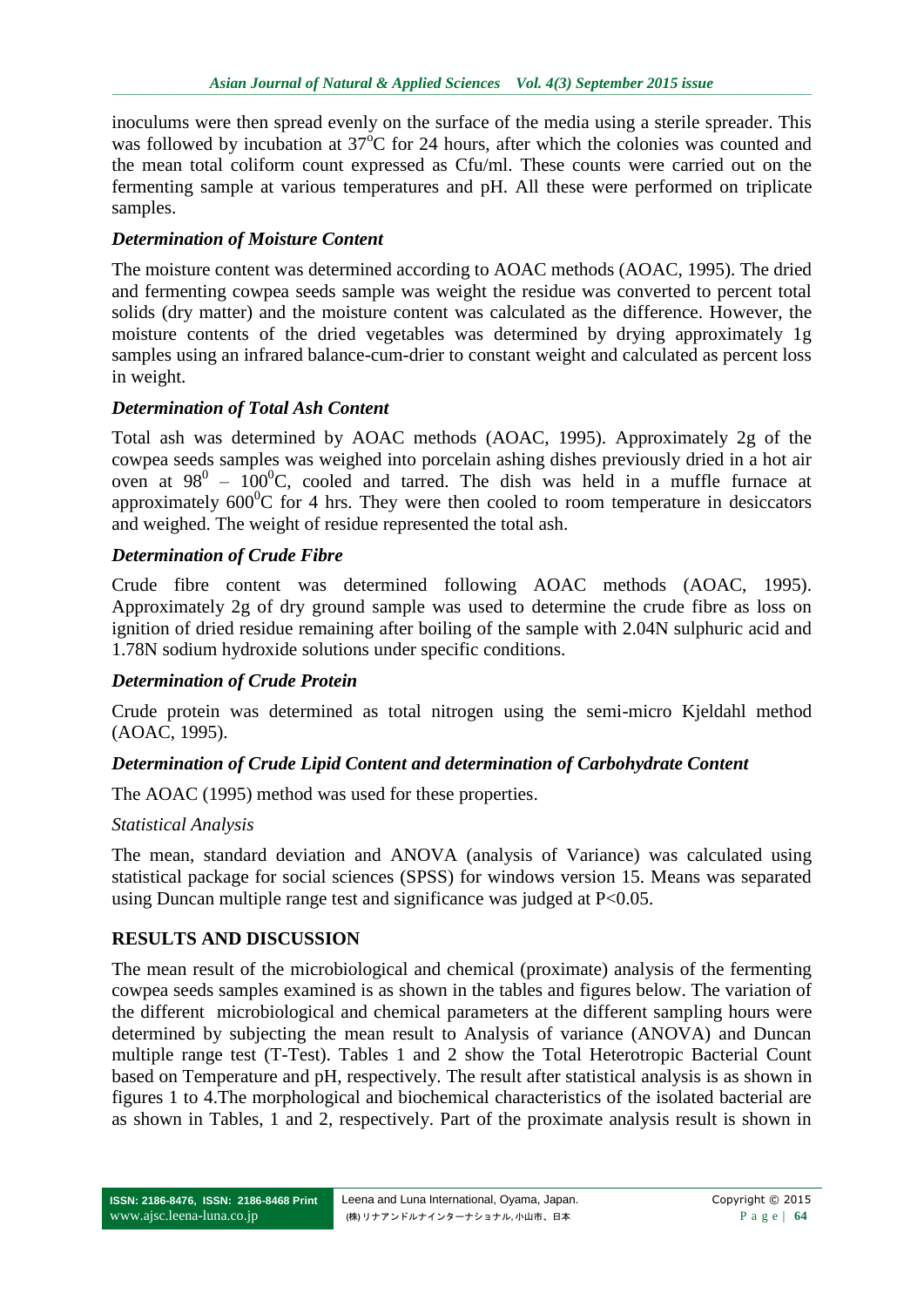inoculums were then spread evenly on the surface of the media using a sterile spreader. This was followed by incubation at $37^oC$ for 24 hours, after which the colonies was counted and the mean total coliform count expressed as Cfu/ml. These counts were carried out on the fermenting sample at various temperatures and pH. All these were performed on triplicate samples.

### *Determination of Moisture Content*

The moisture content was determined according to AOAC methods (AOAC, 1995). The dried and fermenting cowpea seeds sample was weight the residue was converted to percent total solids (dry matter) and the moisture content was calculated as the difference. However, the moisture contents of the dried vegetables was determined by drying approximately 1g samples using an infrared balance-cum-drier to constant weight and calculated as percent loss in weight.

### *Determination of Total Ash Content*

Total ash was determined by AOAC methods (AOAC, 1995). Approximately 2g of the cowpea seeds samples was weighed into porcelain ashing dishes previously dried in a hot air oven at $98^0$ – $100^0C$, cooled and tarred. The dish was held in a muffle furnace at approximately $600^0C$ for 4 hrs. They were then cooled to room temperature in desiccators and weighed. The weight of residue represented the total ash.

### *Determination of Crude Fibre*

Crude fibre content was determined following AOAC methods (AOAC, 1995). Approximately 2g of dry ground sample was used to determine the crude fibre as loss on ignition of dried residue remaining after boiling of the sample with 2.04N sulphuric acid and 1.78N sodium hydroxide solutions under specific conditions.

### *Determination of Crude Protein*

Crude protein was determined as total nitrogen using the semi-micro Kjeldahl method (AOAC, 1995).

### *Determination of Crude Lipid Content and determination of Carbohydrate Content*

The AOAC (1995) method was used for these properties.

*Statistical Analysis*

The mean, standard deviation and ANOVA (analysis of Variance) was calculated using statistical package for social sciences (SPSS) for windows version 15. Means was separated using Duncan multiple range test and significance was judged at $P<0.05$.

## RESULTS AND DISCUSSION

The mean result of the microbiological and chemical (proximate) analysis of the fermenting cowpea seeds samples examined is as shown in the tables and figures below. The variation of the different microbiological and chemical parameters at the different sampling hours were determined by subjecting the mean result to Analysis of variance (ANOVA) and Duncan multiple range test (T-Test). Tables 1 and 2 show the Total Heterotropic Bacterial Count based on Temperature and pH, respectively. The result after statistical analysis is as shown in figures 1 to 4.The morphological and biochemical characteristics of the isolated bacterial are as shown in Tables, 1 and 2, respectively. Part of the proximate analysis result is shown in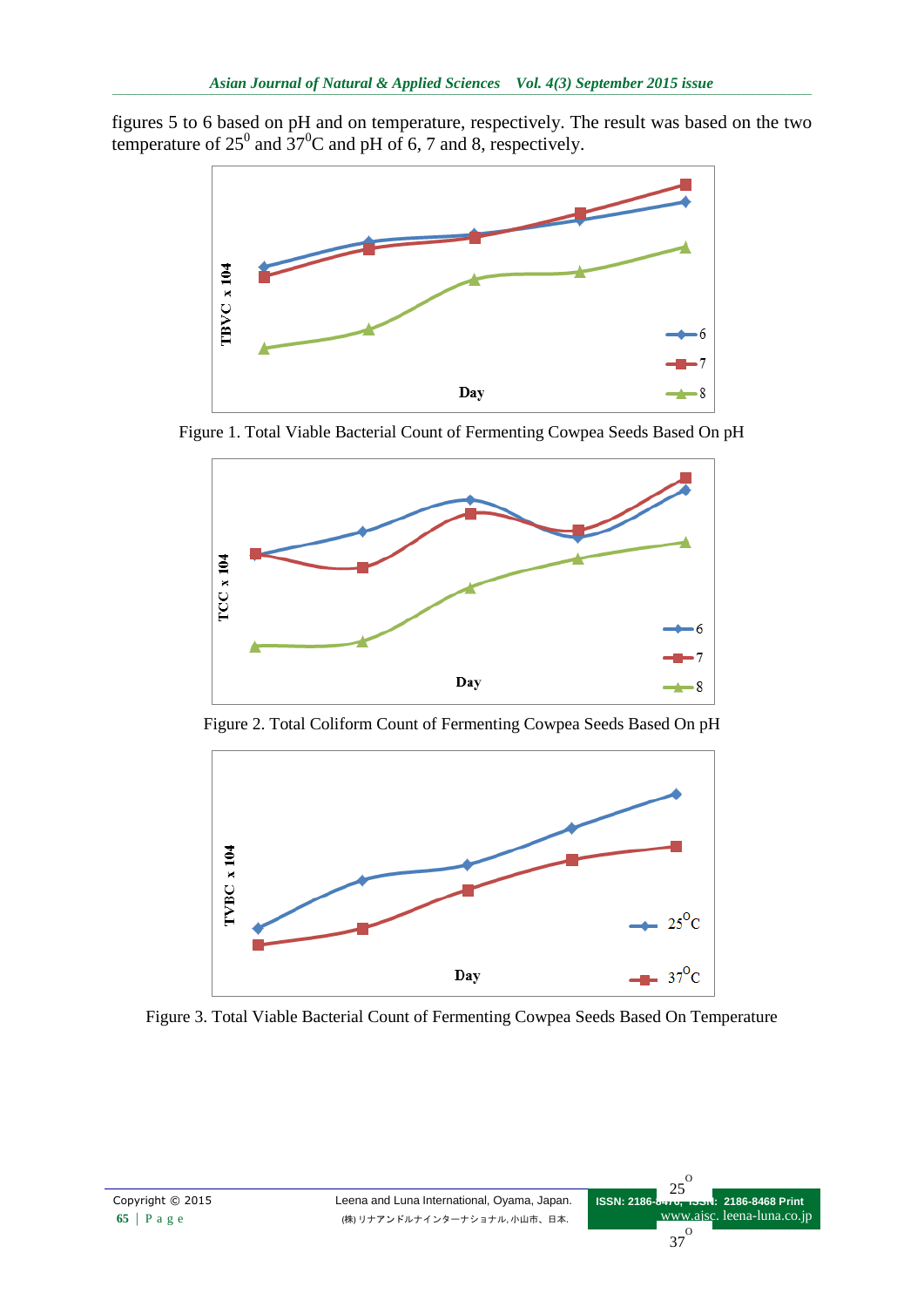figures 5 to 6 based on pH and on temperature, respectively. The result was based on the two temperature of $25^0$ and $37^0$C and pH of 6, 7 and 8, respectively.

Figure 1. Total Viable Bacterial Count of Fermenting Cowpea Seeds Based On pH

Figure 2. Total Coliform Count of Fermenting Cowpea Seeds Based On pH

Figure 3. Total Viable Bacterial Count of Fermenting Cowpea Seeds Based On Temperature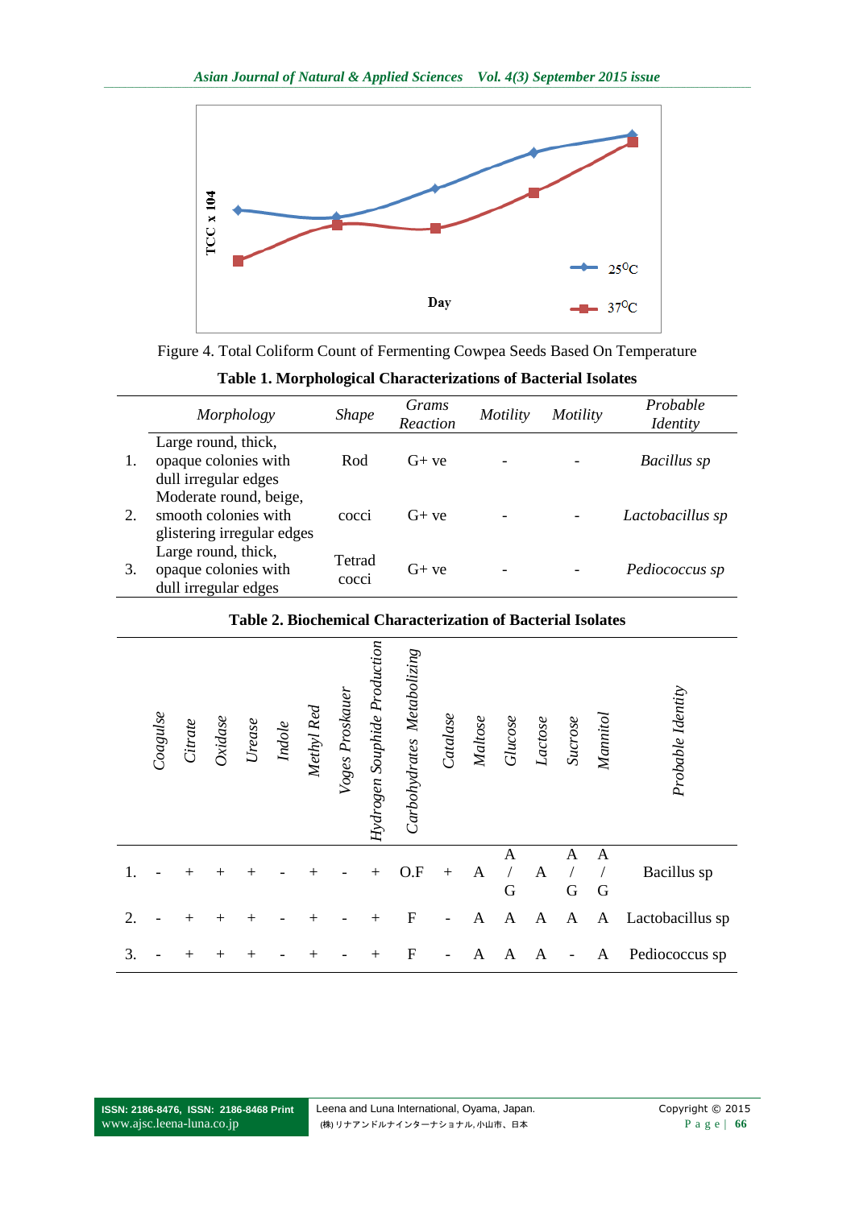Figure 4. Total Coliform Count of Fermenting Cowpea Seeds Based On Temperature

**Table 1. Morphological Characterizations of Bacterial Isolates**

| | *Morphology* | *Shape* | *Grams Reaction* | *Motility* | *Motility* | *Probable Identity* |
|---|---|---|---|---|---|---|
| 1. | Large round, thick, opaque colonies with dull irregular edges | Rod | G+ ve | - | - | *Bacillus sp* |
| 2. | Moderate round, beige, smooth colonies with glistering irregular edges | cocci | G+ ve | - | - | *Lactobacillus sp* |
| 3. | Large round, thick, opaque colonies with dull irregular edges | Tetrad cocci | G+ ve | - | - | *Pediococcus sp* |

**Table 2. Biochemical Characterization of Bacterial Isolates**

| | *Coagulse* | *Citrate* | *Oxidase* | *Urease* | *Indole* | *Methyl Red* | *Voges Proskauer* | *Hydrogen Souphide Production* | *Carbohydrates Metabolizing* | *Catalase* | *Maltose* | *Glucose* | *Lactose* | *Sucrose* | *Mannitol* | *Probable Identity* |
|---|---|---|---|---|---|---|---|---|---|---|---|---|---|---|---|---|
| 1. | - | + | + | + | - | + | - | + | O.F | + | A | A / G | A | A / G | A / G | Bacillus sp |
| 2. | - | + | + | + | - | + | - | + | F | - | A | A | A | A | A | Lactobacillus sp |
| 3. | - | + | + | + | - | + | - | + | F | - | A | A | A | - | A | Pediococcus sp |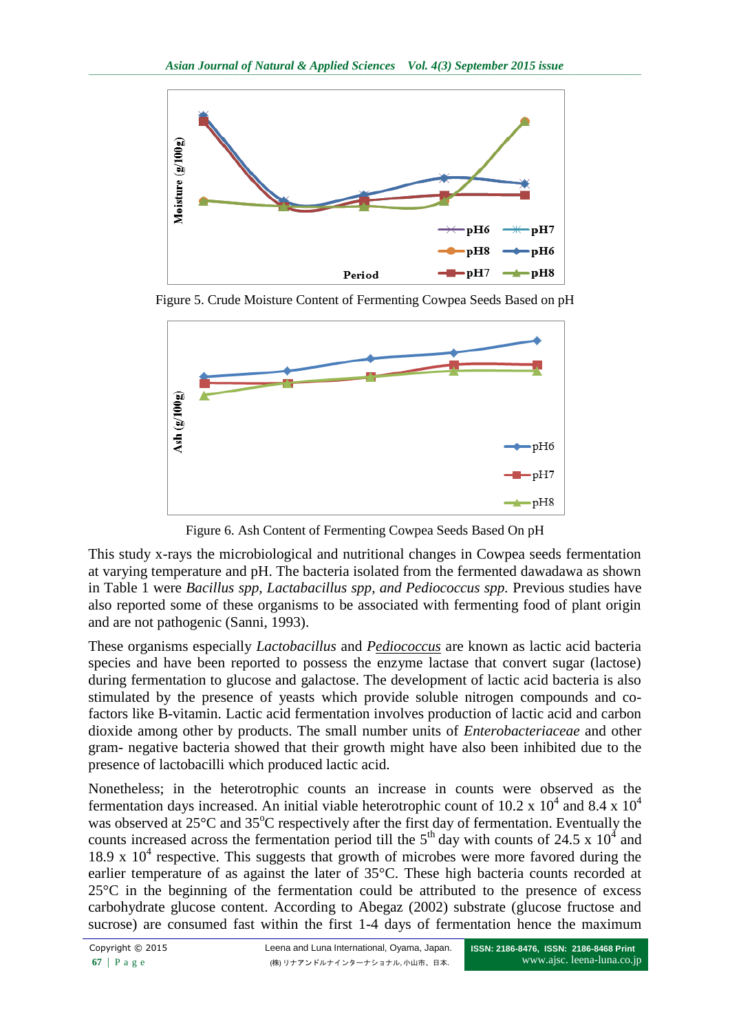Figure 5. Crude Moisture Content of Fermenting Cowpea Seeds Based on pH

Figure 6. Ash Content of Fermenting Cowpea Seeds Based On pH

This study x-rays the microbiological and nutritional changes in Cowpea seeds fermentation at varying temperature and pH. The bacteria isolated from the fermented dawadawa as shown in Table 1 were *Bacillus spp, Lactabacillus spp, and Pediococcus spp.* Previous studies have also reported some of these organisms to be associated with fermenting food of plant origin and are not pathogenic (Sanni, 1993).

These organisms especially *Lactobacillus* and *Pediococcus* are known as lactic acid bacteria species and have been reported to possess the enzyme lactase that convert sugar (lactose) during fermentation to glucose and galactose. The development of lactic acid bacteria is also stimulated by the presence of yeasts which provide soluble nitrogen compounds and co-factors like B-vitamin. Lactic acid fermentation involves production of lactic acid and carbon dioxide among other by products. The small number units of *Enterobacteriaceae* and other gram- negative bacteria showed that their growth might have also been inhibited due to the presence of lactobacilli which produced lactic acid.

Nonetheless; in the heterotrophic counts an increase in counts were observed as the fermentation days increased. An initial viable heterotrophic count of 10.2 x $10^4$ and 8.4 x $10^4$ was observed at 25°C and 35°C respectively after the first day of fermentation. Eventually the counts increased across the fermentation period till the 5th day with counts of 24.5 x $10^4$ and 18.9 x $10^4$ respective. This suggests that growth of microbes were more favored during the earlier temperature of as against the later of 35°C. These high bacteria counts recorded at 25°C in the beginning of the fermentation could be attributed to the presence of excess carbohydrate glucose content. According to Abegaz (2002) substrate (glucose fructose and sucrose) are consumed fast within the first 1-4 days of fermentation hence the maximum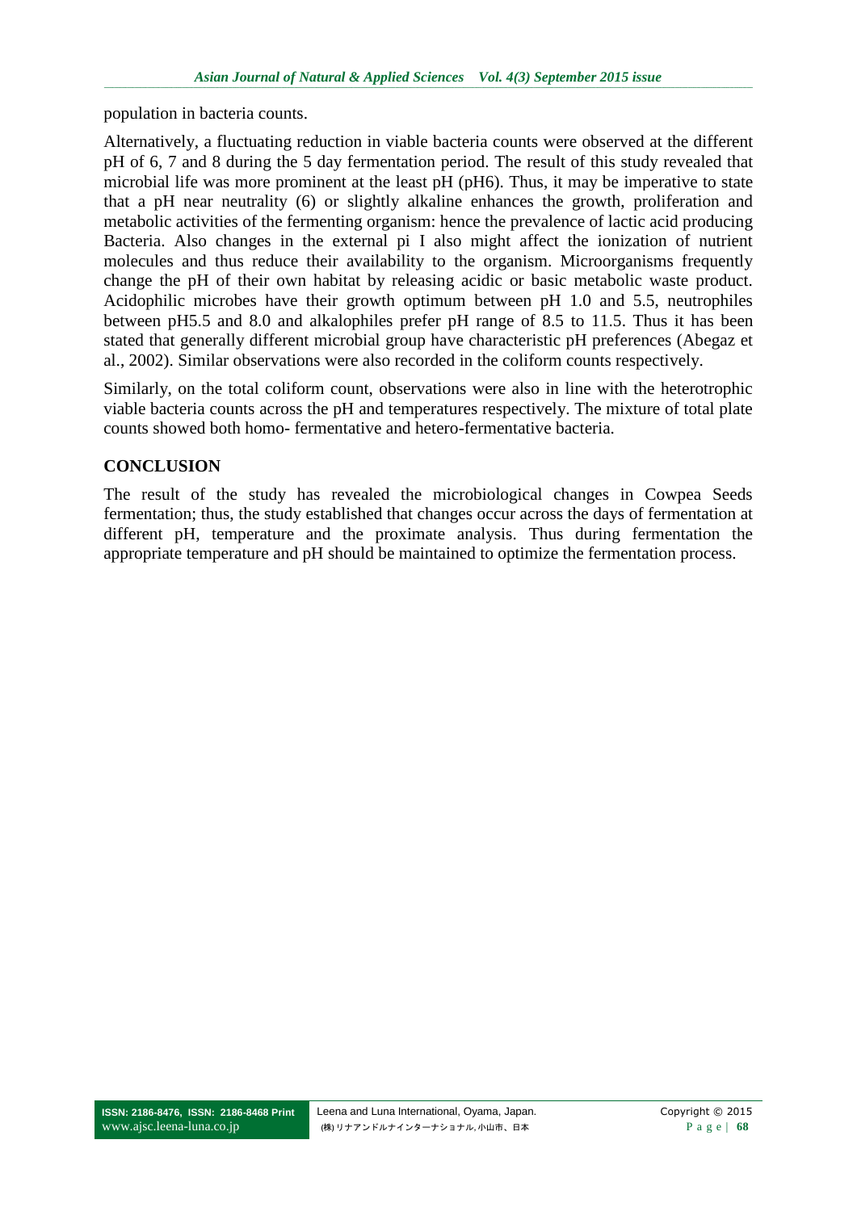population in bacteria counts.

Alternatively, a fluctuating reduction in viable bacteria counts were observed at the different pH of 6, 7 and 8 during the 5 day fermentation period. The result of this study revealed that microbial life was more prominent at the least pH (pH6). Thus, it may be imperative to state that a pH near neutrality (6) or slightly alkaline enhances the growth, proliferation and metabolic activities of the fermenting organism: hence the prevalence of lactic acid producing Bacteria. Also changes in the external pi I also might affect the ionization of nutrient molecules and thus reduce their availability to the organism. Microorganisms frequently change the pH of their own habitat by releasing acidic or basic metabolic waste product. Acidophilic microbes have their growth optimum between pH 1.0 and 5.5, neutrophiles between pH5.5 and 8.0 and alkalophiles prefer pH range of 8.5 to 11.5. Thus it has been stated that generally different microbial group have characteristic pH preferences (Abegaz et al., 2002). Similar observations were also recorded in the coliform counts respectively.

Similarly, on the total coliform count, observations were also in line with the heterotrophic viable bacteria counts across the pH and temperatures respectively. The mixture of total plate counts showed both homo- fermentative and hetero-fermentative bacteria.

## CONCLUSION

The result of the study has revealed the microbiological changes in Cowpea Seeds fermentation; thus, the study established that changes occur across the days of fermentation at different pH, temperature and the proximate analysis. Thus during fermentation the appropriate temperature and pH should be maintained to optimize the fermentation process.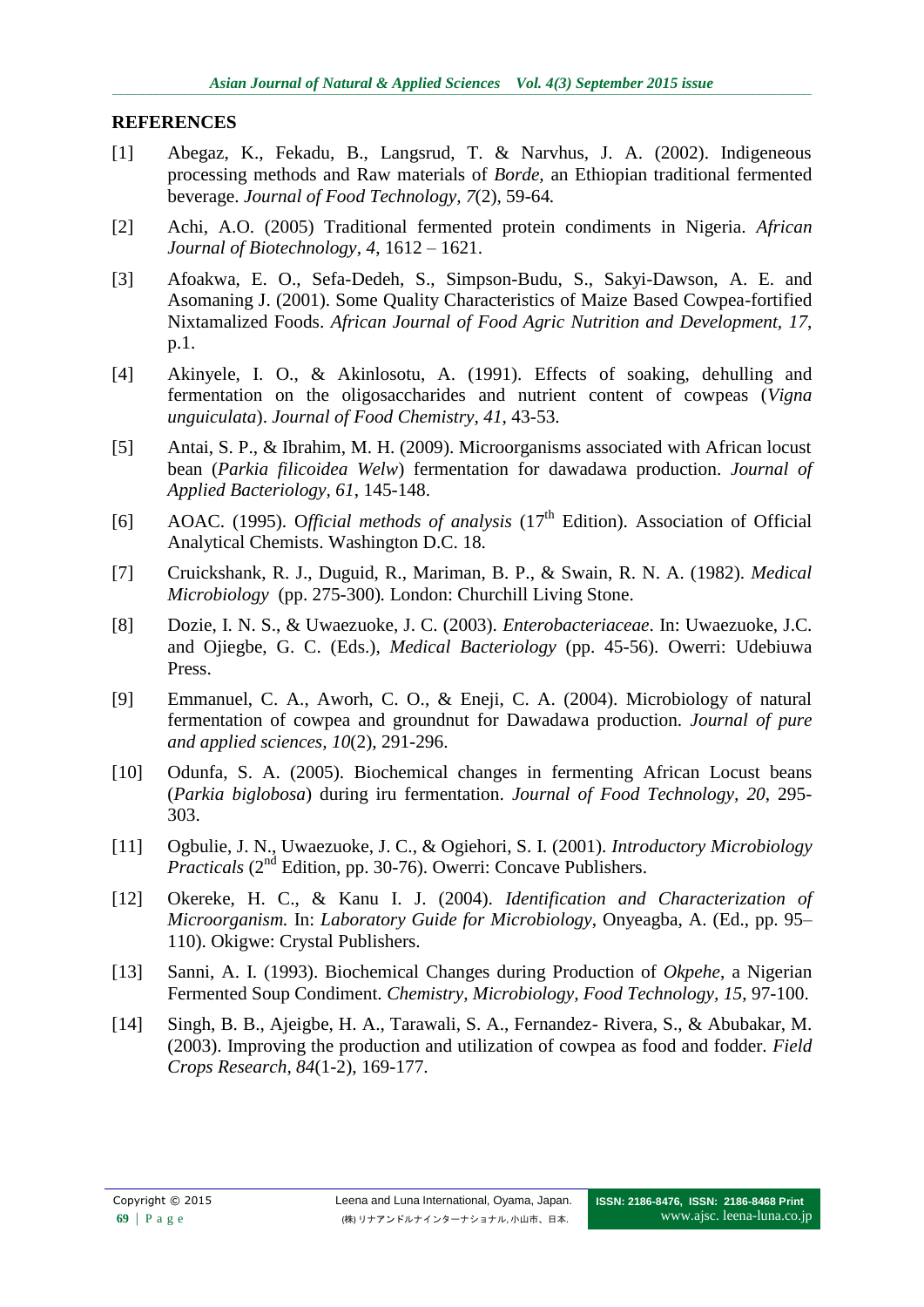## REFERENCES

[1] Abegaz, K., Fekadu, B., Langsrud, T. & Narvhus, J. A. (2002). Indigeneous processing methods and Raw materials of *Borde,* an Ethiopian traditional fermented beverage. *Journal of Food Technology, 7*(2), 59-64*.*

[2] Achi, A.O. (2005) Traditional fermented protein condiments in Nigeria. *African Journal of Biotechnology*, *4*, 1612 – 1621.

[3] Afoakwa, E. O., Sefa-Dedeh, S., Simpson-Budu, S., Sakyi-Dawson, A. E. and Asomaning J. (2001). Some Quality Characteristics of Maize Based Cowpea-fortified Nixtamalized Foods. *African Journal of Food Agric Nutrition and Development, 17*, p.1.

[4] Akinyele, I. O., & Akinlosotu, A. (1991). Effects of soaking, dehulling and fermentation on the oligosaccharides and nutrient content of cowpeas (*Vigna unguiculata*). *Journal of Food Chemistry, 41*, 43-53*.*

[5] Antai, S. P., & Ibrahim, M. H. (2009). Microorganisms associated with African locust bean (*Parkia filicoidea Welw*) fermentation for dawadawa production. *Journal of Applied Bacteriology, 61*, 145-148.

[6] AOAC. (1995). O*fficial methods of analysis* (17th Edition). Association of Official Analytical Chemists. Washington D.C. 18.

[7] Cruickshank, R. J., Duguid, R., Mariman, B. P., & Swain, R. N. A. (1982). *Medical Microbiology* (pp. 275-300)*.* London: Churchill Living Stone.

[8] Dozie, I. N. S., & Uwaezuoke, J. C. (2003). *Enterobacteriaceae*. In: Uwaezuoke, J.C. and Ojiegbe, G. C. (Eds.), *Medical Bacteriology* (pp. 45-56). Owerri: Udebiuwa Press.

[9] Emmanuel, C. A., Aworh, C. O., & Eneji, C. A. (2004). Microbiology of natural fermentation of cowpea and groundnut for Dawadawa production. *Journal of pure and applied sciences, 10*(2), 291-296.

[10] Odunfa, S. A. (2005). Biochemical changes in fermenting African Locust beans (*Parkia biglobosa*) during iru fermentation. *Journal of Food Technology, 20*, 295-303.

[11] Ogbulie, J. N., Uwaezuoke, J. C., & Ogiehori, S. I. (2001). *Introductory Microbiology Practicals* (2nd Edition, pp. 30-76). Owerri: Concave Publishers.

[12] Okereke, H. C., & Kanu I. J. (2004). *Identification and Characterization of Microorganism.* In: *Laboratory Guide for Microbiology*, Onyeagba, A. (Ed., pp. 95–110). Okigwe: Crystal Publishers.

[13] Sanni, A. I. (1993). Biochemical Changes during Production of *Okpehe*, a Nigerian Fermented Soup Condiment. *Chemistry, Microbiology, Food Technology, 15*, 97-100.

[14] Singh, B. B., Ajeigbe, H. A., Tarawali, S. A., Fernandez- Rivera, S., & Abubakar, M. (2003). Improving the production and utilization of cowpea as food and fodder. *Field Crops Research, 84*(1-2), 169-177.